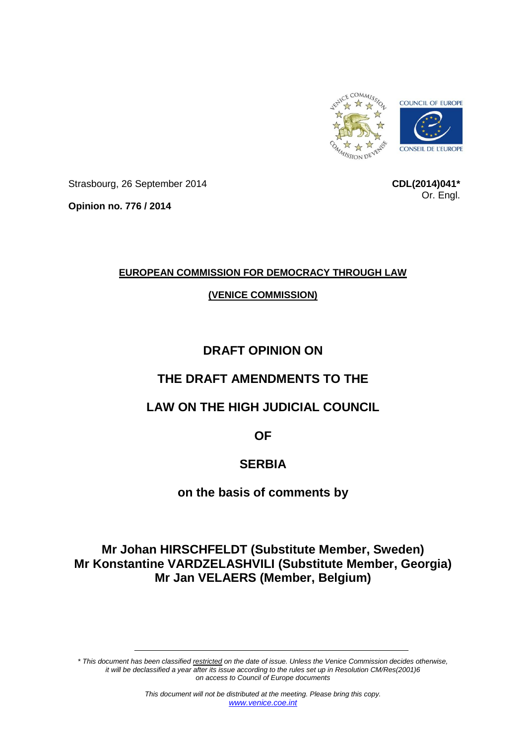Strasbourg, 26 September 2014

**CDL(2014)041***

Or. Engl.

**Opinion no. 776 / 2014**

**EUROPEAN COMMISSION FOR DEMOCRACY THROUGH LAW**

**(VENICE COMMISSION)**

# DRAFT OPINION ON THE DRAFT AMENDMENTS TO THE LAW ON THE HIGH JUDICIAL COUNCIL OF SERBIA

## on the basis of comments by

**Mr Johan HIRSCHFELDT (Substitute Member, Sweden)**
**Mr Konstantine VARDZELASHVILI (Substitute Member, Georgia)**
**Mr Jan VELAERS (Member, Belgium)**

---

*\* This document has been classified restricted on the date of issue. Unless the Venice Commission decides otherwise, it will be declassified a year after its issue according to the rules set up in Resolution CM/Res(2001)6 on access to Council of Europe documents*

*This document will not be distributed at the meeting. Please bring this copy.*
*www.venice.coe.int*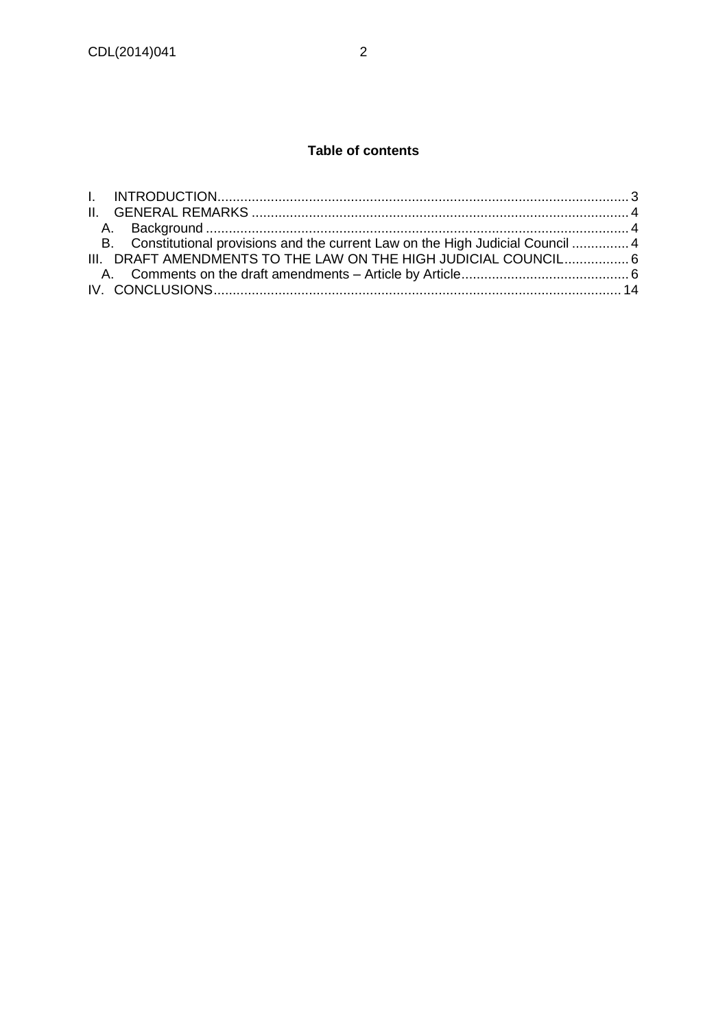**Table of contents**

I. INTRODUCTION.......................................................................................................... 3
II. GENERAL REMARKS .................................................................................................. 4
  A. Background ............................................................................................................ 4
  B. Constitutional provisions and the current Law on the High Judicial Council ............... 4
III. DRAFT AMENDMENTS TO THE LAW ON THE HIGH JUDICIAL COUNCIL................. 6
  A. Comments on the draft amendments – Article by Article............................................ 6
IV. CONCLUSIONS.......................................................................................................... 14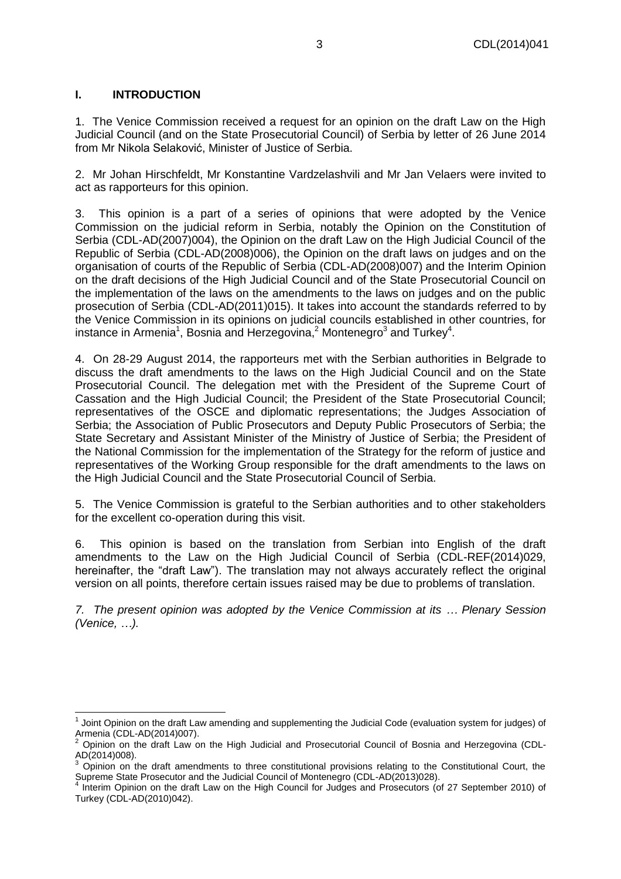## I. INTRODUCTION

1. The Venice Commission received a request for an opinion on the draft Law on the High Judicial Council (and on the State Prosecutorial Council) of Serbia by letter of 26 June 2014 from Mr Nikola Selaković, Minister of Justice of Serbia.

2. Mr Johan Hirschfeldt, Mr Konstantine Vardzelashvili and Mr Jan Velaers were invited to act as rapporteurs for this opinion.

3. This opinion is a part of a series of opinions that were adopted by the Venice Commission on the judicial reform in Serbia, notably the Opinion on the Constitution of Serbia (CDL-AD(2007)004), the Opinion on the draft Law on the High Judicial Council of the Republic of Serbia (CDL-AD(2008)006), the Opinion on the draft laws on judges and on the organisation of courts of the Republic of Serbia (CDL-AD(2008)007) and the Interim Opinion on the draft decisions of the High Judicial Council and of the State Prosecutorial Council on the implementation of the laws on the amendments to the laws on judges and on the public prosecution of Serbia (CDL-AD(2011)015). It takes into account the standards referred to by the Venice Commission in its opinions on judicial councils established in other countries, for instance in Armenia[1], Bosnia and Herzegovina,[2] Montenegro[3] and Turkey[4].

4. On 28-29 August 2014, the rapporteurs met with the Serbian authorities in Belgrade to discuss the draft amendments to the laws on the High Judicial Council and on the State Prosecutorial Council. The delegation met with the President of the Supreme Court of Cassation and the High Judicial Council; the President of the State Prosecutorial Council; representatives of the OSCE and diplomatic representations; the Judges Association of Serbia; the Association of Public Prosecutors and Deputy Public Prosecutors of Serbia; the State Secretary and Assistant Minister of the Ministry of Justice of Serbia; the President of the National Commission for the implementation of the Strategy for the reform of justice and representatives of the Working Group responsible for the draft amendments to the laws on the High Judicial Council and the State Prosecutorial Council of Serbia.

5. The Venice Commission is grateful to the Serbian authorities and to other stakeholders for the excellent co-operation during this visit.

6. This opinion is based on the translation from Serbian into English of the draft amendments to the Law on the High Judicial Council of Serbia (CDL-REF(2014)029, hereinafter, the "draft Law"). The translation may not always accurately reflect the original version on all points, therefore certain issues raised may be due to problems of translation.

*7. The present opinion was adopted by the Venice Commission at its … Plenary Session (Venice, …).*

---

[1] Joint Opinion on the draft Law amending and supplementing the Judicial Code (evaluation system for judges) of Armenia (CDL-AD(2014)007).

[2] Opinion on the draft Law on the High Judicial and Prosecutorial Council of Bosnia and Herzegovina (CDL-AD(2014)008).

[3] Opinion on the draft amendments to three constitutional provisions relating to the Constitutional Court, the Supreme State Prosecutor and the Judicial Council of Montenegro (CDL-AD(2013)028).

[4] Interim Opinion on the draft Law on the High Council for Judges and Prosecutors (of 27 September 2010) of Turkey (CDL-AD(2010)042).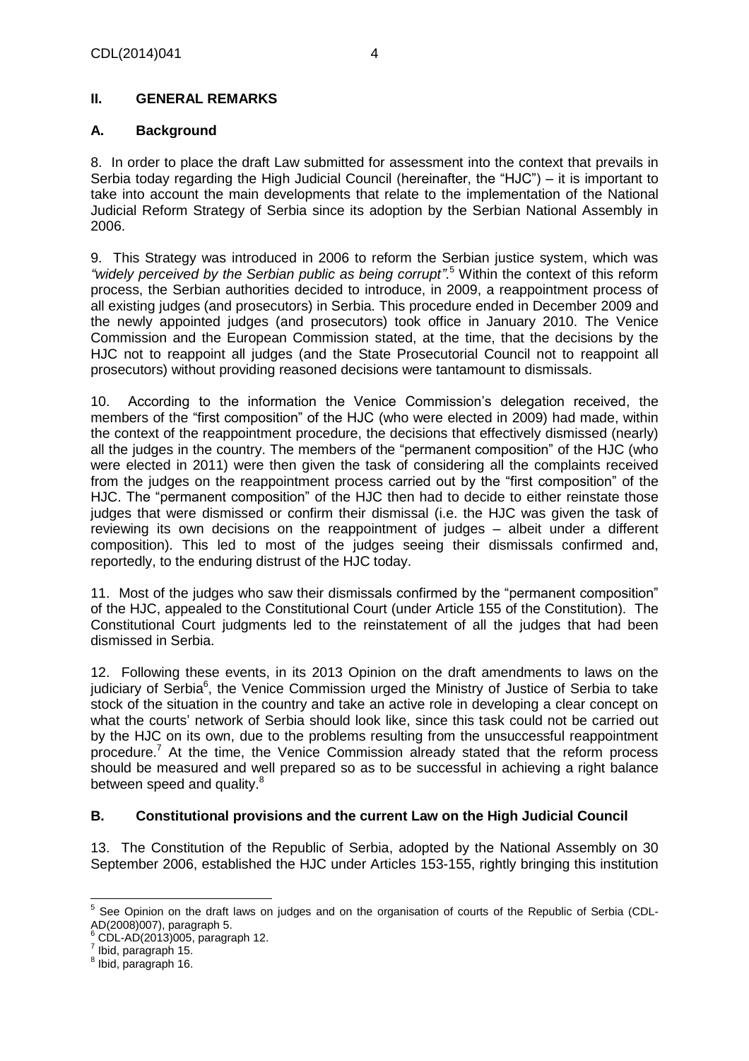## II. GENERAL REMARKS

### A. Background

8. In order to place the draft Law submitted for assessment into the context that prevails in Serbia today regarding the High Judicial Council (hereinafter, the "HJC") – it is important to take into account the main developments that relate to the implementation of the National Judicial Reform Strategy of Serbia since its adoption by the Serbian National Assembly in 2006.

9. This Strategy was introduced in 2006 to reform the Serbian justice system, which was *"widely perceived by the Serbian public as being corrupt"*.[5] Within the context of this reform process, the Serbian authorities decided to introduce, in 2009, a reappointment process of all existing judges (and prosecutors) in Serbia. This procedure ended in December 2009 and the newly appointed judges (and prosecutors) took office in January 2010. The Venice Commission and the European Commission stated, at the time, that the decisions by the HJC not to reappoint all judges (and the State Prosecutorial Council not to reappoint all prosecutors) without providing reasoned decisions were tantamount to dismissals.

10. According to the information the Venice Commission's delegation received, the members of the "first composition" of the HJC (who were elected in 2009) had made, within the context of the reappointment procedure, the decisions that effectively dismissed (nearly) all the judges in the country. The members of the "permanent composition" of the HJC (who were elected in 2011) were then given the task of considering all the complaints received from the judges on the reappointment process carried out by the "first composition" of the HJC. The "permanent composition" of the HJC then had to decide to either reinstate those judges that were dismissed or confirm their dismissal (i.e. the HJC was given the task of reviewing its own decisions on the reappointment of judges – albeit under a different composition). This led to most of the judges seeing their dismissals confirmed and, reportedly, to the enduring distrust of the HJC today.

11. Most of the judges who saw their dismissals confirmed by the "permanent composition" of the HJC, appealed to the Constitutional Court (under Article 155 of the Constitution). The Constitutional Court judgments led to the reinstatement of all the judges that had been dismissed in Serbia.

12. Following these events, in its 2013 Opinion on the draft amendments to laws on the judiciary of Serbia[6], the Venice Commission urged the Ministry of Justice of Serbia to take stock of the situation in the country and take an active role in developing a clear concept on what the courts' network of Serbia should look like, since this task could not be carried out by the HJC on its own, due to the problems resulting from the unsuccessful reappointment procedure.[7] At the time, the Venice Commission already stated that the reform process should be measured and well prepared so as to be successful in achieving a right balance between speed and quality.[8]

### B. Constitutional provisions and the current Law on the High Judicial Council

13. The Constitution of the Republic of Serbia, adopted by the National Assembly on 30 September 2006, established the HJC under Articles 153-155, rightly bringing this institution

---

[5] See Opinion on the draft laws on judges and on the organisation of courts of the Republic of Serbia (CDL-AD(2008)007), paragraph 5.

[6] CDL-AD(2013)005, paragraph 12.

[7] Ibid, paragraph 15.

[8] Ibid, paragraph 16.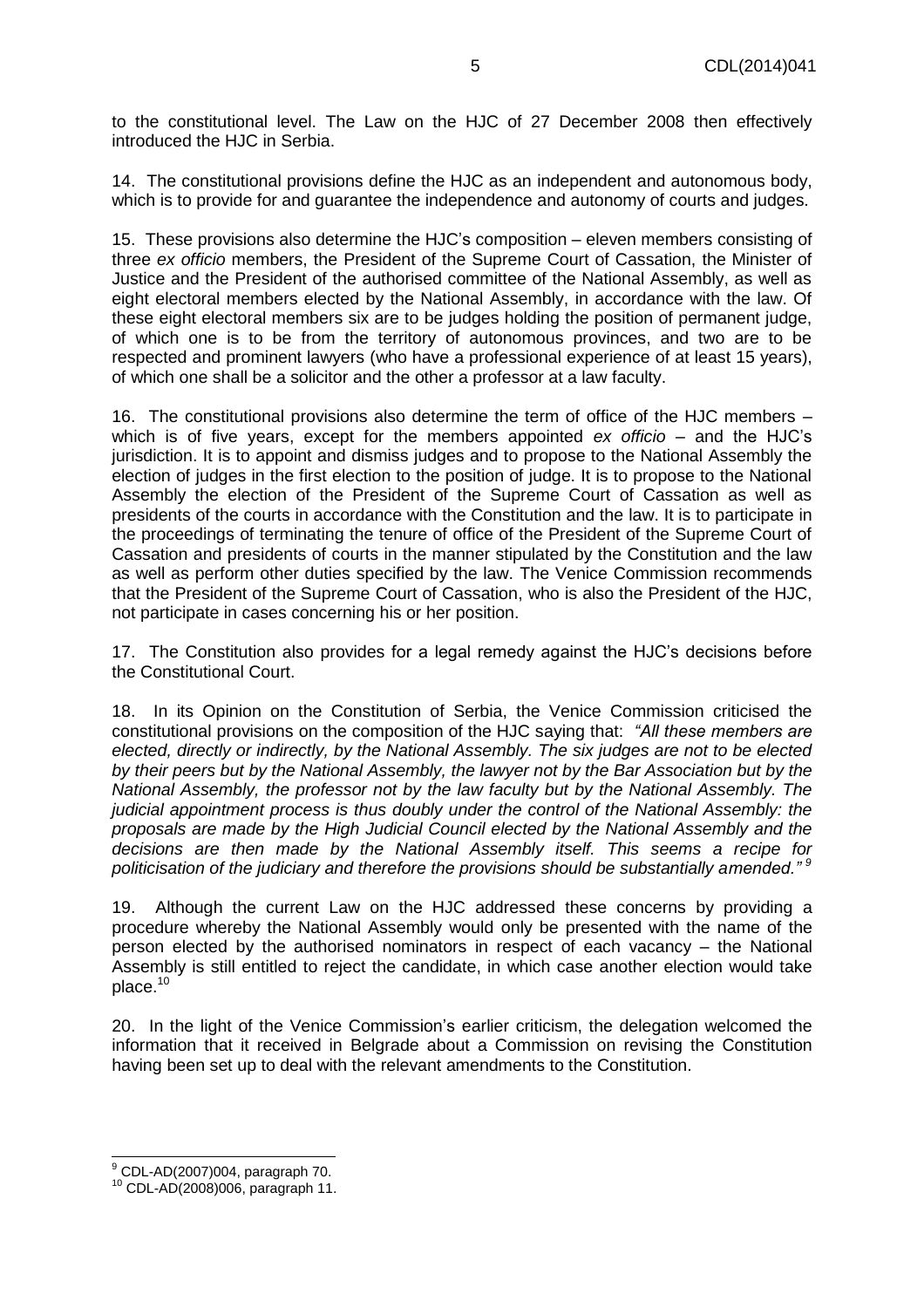to the constitutional level. The Law on the HJC of 27 December 2008 then effectively introduced the HJC in Serbia.

14. The constitutional provisions define the HJC as an independent and autonomous body, which is to provide for and guarantee the independence and autonomy of courts and judges.

15. These provisions also determine the HJC's composition – eleven members consisting of three *ex officio* members, the President of the Supreme Court of Cassation, the Minister of Justice and the President of the authorised committee of the National Assembly, as well as eight electoral members elected by the National Assembly, in accordance with the law. Of these eight electoral members six are to be judges holding the position of permanent judge, of which one is to be from the territory of autonomous provinces, and two are to be respected and prominent lawyers (who have a professional experience of at least 15 years), of which one shall be a solicitor and the other a professor at a law faculty.

16. The constitutional provisions also determine the term of office of the HJC members – which is of five years, except for the members appointed *ex officio* – and the HJC's jurisdiction. It is to appoint and dismiss judges and to propose to the National Assembly the election of judges in the first election to the position of judge. It is to propose to the National Assembly the election of the President of the Supreme Court of Cassation as well as presidents of the courts in accordance with the Constitution and the law. It is to participate in the proceedings of terminating the tenure of office of the President of the Supreme Court of Cassation and presidents of courts in the manner stipulated by the Constitution and the law as well as perform other duties specified by the law. The Venice Commission recommends that the President of the Supreme Court of Cassation, who is also the President of the HJC, not participate in cases concerning his or her position.

17. The Constitution also provides for a legal remedy against the HJC's decisions before the Constitutional Court.

18. In its Opinion on the Constitution of Serbia, the Venice Commission criticised the constitutional provisions on the composition of the HJC saying that: *"All these members are elected, directly or indirectly, by the National Assembly. The six judges are not to be elected by their peers but by the National Assembly, the lawyer not by the Bar Association but by the National Assembly, the professor not by the law faculty but by the National Assembly. The judicial appointment process is thus doubly under the control of the National Assembly: the proposals are made by the High Judicial Council elected by the National Assembly and the decisions are then made by the National Assembly itself. This seems a recipe for politicisation of the judiciary and therefore the provisions should be substantially amended."* [9]

19. Although the current Law on the HJC addressed these concerns by providing a procedure whereby the National Assembly would only be presented with the name of the person elected by the authorised nominators in respect of each vacancy – the National Assembly is still entitled to reject the candidate, in which case another election would take place.[10]

20. In the light of the Venice Commission's earlier criticism, the delegation welcomed the information that it received in Belgrade about a Commission on revising the Constitution having been set up to deal with the relevant amendments to the Constitution.

---

[9] CDL-AD(2007)004, paragraph 70.

[10] CDL-AD(2008)006, paragraph 11.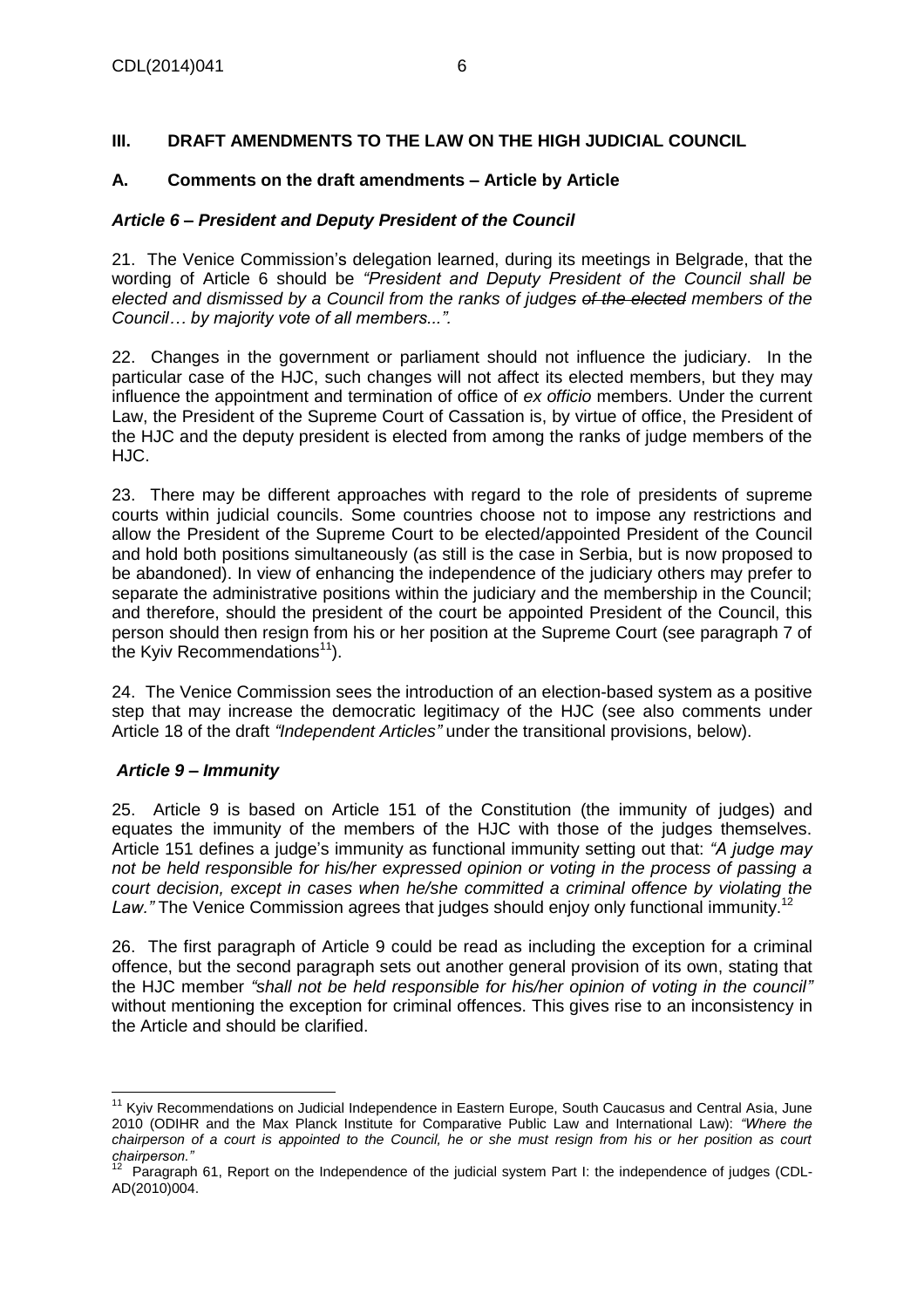## III. DRAFT AMENDMENTS TO THE LAW ON THE HIGH JUDICIAL COUNCIL

### A. Comments on the draft amendments – Article by Article

#### *Article 6 – President and Deputy President of the Council*

21. The Venice Commission's delegation learned, during its meetings in Belgrade, that the wording of Article 6 should be *"President and Deputy President of the Council shall be elected and dismissed by a Council from the ranks of judges ~~of the elected~~ members of the Council… by majority vote of all members...".*

22. Changes in the government or parliament should not influence the judiciary. In the particular case of the HJC, such changes will not affect its elected members, but they may influence the appointment and termination of office of *ex officio* members. Under the current Law, the President of the Supreme Court of Cassation is, by virtue of office, the President of the HJC and the deputy president is elected from among the ranks of judge members of the HJC.

23. There may be different approaches with regard to the role of presidents of supreme courts within judicial councils. Some countries choose not to impose any restrictions and allow the President of the Supreme Court to be elected/appointed President of the Council and hold both positions simultaneously (as still is the case in Serbia, but is now proposed to be abandoned). In view of enhancing the independence of the judiciary others may prefer to separate the administrative positions within the judiciary and the membership in the Council; and therefore, should the president of the court be appointed President of the Council, this person should then resign from his or her position at the Supreme Court (see paragraph 7 of the Kyiv Recommendations[11]).

24. The Venice Commission sees the introduction of an election-based system as a positive step that may increase the democratic legitimacy of the HJC (see also comments under Article 18 of the draft *"Independent Articles"* under the transitional provisions, below).

#### *Article 9 – Immunity*

25. Article 9 is based on Article 151 of the Constitution (the immunity of judges) and equates the immunity of the members of the HJC with those of the judges themselves. Article 151 defines a judge's immunity as functional immunity setting out that: *"A judge may not be held responsible for his/her expressed opinion or voting in the process of passing a court decision, except in cases when he/she committed a criminal offence by violating the Law."* The Venice Commission agrees that judges should enjoy only functional immunity.[12]

26. The first paragraph of Article 9 could be read as including the exception for a criminal offence, but the second paragraph sets out another general provision of its own, stating that the HJC member *"shall not be held responsible for his/her opinion of voting in the council"* without mentioning the exception for criminal offences. This gives rise to an inconsistency in the Article and should be clarified.

---

[11] Kyiv Recommendations on Judicial Independence in Eastern Europe, South Caucasus and Central Asia, June 2010 (ODIHR and the Max Planck Institute for Comparative Public Law and International Law): *"Where the chairperson of a court is appointed to the Council, he or she must resign from his or her position as court chairperson."*

[12] Paragraph 61, Report on the Independence of the judicial system Part I: the independence of judges (CDL-AD(2010)004.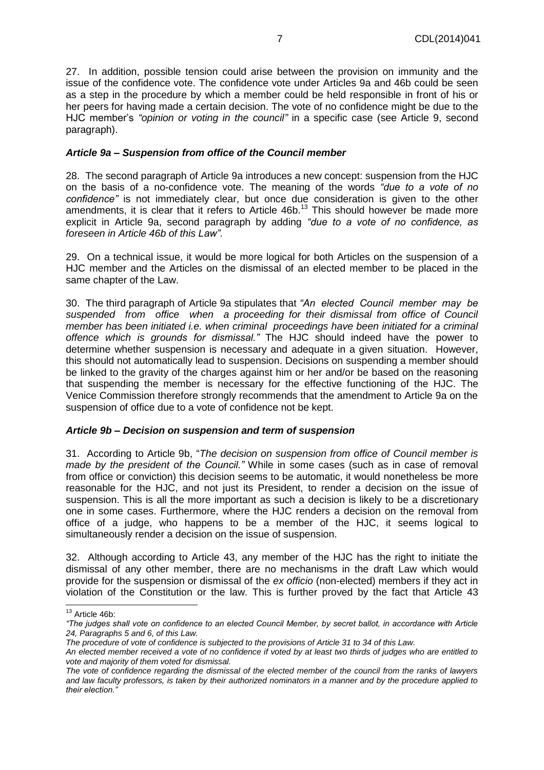27. In addition, possible tension could arise between the provision on immunity and the issue of the confidence vote. The confidence vote under Articles 9a and 46b could be seen as a step in the procedure by which a member could be held responsible in front of his or her peers for having made a certain decision. The vote of no confidence might be due to the HJC member's *"opinion or voting in the council"* in a specific case (see Article 9, second paragraph).

### *Article 9a – Suspension from office of the Council member*

28. The second paragraph of Article 9a introduces a new concept: suspension from the HJC on the basis of a no-confidence vote. The meaning of the words *"due to a vote of no confidence"* is not immediately clear, but once due consideration is given to the other amendments, it is clear that it refers to Article 46b.[13] This should however be made more explicit in Article 9a, second paragraph by adding *"due to a vote of no confidence, as foreseen in Article 46b of this Law"*.

29. On a technical issue, it would be more logical for both Articles on the suspension of a HJC member and the Articles on the dismissal of an elected member to be placed in the same chapter of the Law.

30. The third paragraph of Article 9a stipulates that *"An elected Council member may be suspended from office when a proceeding for their dismissal from office of Council member has been initiated i.e. when criminal proceedings have been initiated for a criminal offence which is grounds for dismissal."* The HJC should indeed have the power to determine whether suspension is necessary and adequate in a given situation. However, this should not automatically lead to suspension. Decisions on suspending a member should be linked to the gravity of the charges against him or her and/or be based on the reasoning that suspending the member is necessary for the effective functioning of the HJC. The Venice Commission therefore strongly recommends that the amendment to Article 9a on the suspension of office due to a vote of confidence not be kept.

### *Article 9b – Decision on suspension and term of suspension*

31. According to Article 9b, "*The decision on suspension from office of Council member is made by the president of the Council."* While in some cases (such as in case of removal from office or conviction) this decision seems to be automatic, it would nonetheless be more reasonable for the HJC, and not just its President, to render a decision on the issue of suspension. This is all the more important as such a decision is likely to be a discretionary one in some cases. Furthermore, where the HJC renders a decision on the removal from office of a judge, who happens to be a member of the HJC, it seems logical to simultaneously render a decision on the issue of suspension.

32. Although according to Article 43, any member of the HJC has the right to initiate the dismissal of any other member, there are no mechanisms in the draft Law which would provide for the suspension or dismissal of the *ex officio* (non-elected) members if they act in violation of the Constitution or the law. This is further proved by the fact that Article 43

---

[13] Article 46b:
*"The judges shall vote on confidence to an elected Council Member, by secret ballot, in accordance with Article 24, Paragraphs 5 and 6, of this Law.*
*The procedure of vote of confidence is subjected to the provisions of Article 31 to 34 of this Law.*
*An elected member received a vote of no confidence if voted by at least two thirds of judges who are entitled to vote and majority of them voted for dismissal.*
*The vote of confidence regarding the dismissal of the elected member of the council from the ranks of lawyers and law faculty professors, is taken by their authorized nominators in a manner and by the procedure applied to their election."*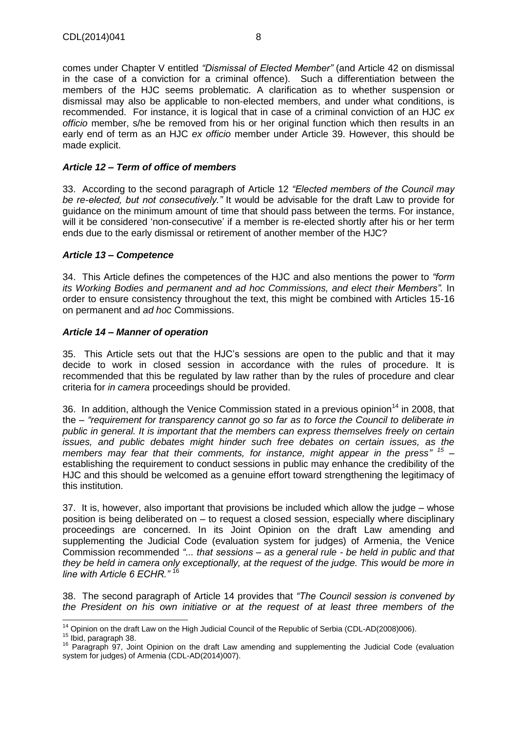comes under Chapter V entitled *"Dismissal of Elected Member"* (and Article 42 on dismissal in the case of a conviction for a criminal offence). Such a differentiation between the members of the HJC seems problematic. A clarification as to whether suspension or dismissal may also be applicable to non-elected members, and under what conditions, is recommended. For instance, it is logical that in case of a criminal conviction of an HJC *ex officio* member, s/he be removed from his or her original function which then results in an early end of term as an HJC *ex officio* member under Article 39. However, this should be made explicit.

### *Article 12 – Term of office of members*

33. According to the second paragraph of Article 12 *"Elected members of the Council may be re-elected, but not consecutively."* It would be advisable for the draft Law to provide for guidance on the minimum amount of time that should pass between the terms. For instance, will it be considered 'non-consecutive' if a member is re-elected shortly after his or her term ends due to the early dismissal or retirement of another member of the HJC?

### *Article 13 – Competence*

34. This Article defines the competences of the HJC and also mentions the power to *"form its Working Bodies and permanent and ad hoc Commissions, and elect their Members".* In order to ensure consistency throughout the text, this might be combined with Articles 15-16 on permanent and *ad hoc* Commissions.

### *Article 14 – Manner of operation*

35. This Article sets out that the HJC's sessions are open to the public and that it may decide to work in closed session in accordance with the rules of procedure. It is recommended that this be regulated by law rather than by the rules of procedure and clear criteria for *in camera* proceedings should be provided.

36. In addition, although the Venice Commission stated in a previous opinion[14] in 2008, that the – *"requirement for transparency cannot go so far as to force the Council to deliberate in public in general. It is important that the members can express themselves freely on certain issues, and public debates might hinder such free debates on certain issues, as the members may fear that their comments, for instance, might appear in the press"* [15] – establishing the requirement to conduct sessions in public may enhance the credibility of the HJC and this should be welcomed as a genuine effort toward strengthening the legitimacy of this institution.

37. It is, however, also important that provisions be included which allow the judge – whose position is being deliberated on – to request a closed session, especially where disciplinary proceedings are concerned. In its Joint Opinion on the draft Law amending and supplementing the Judicial Code (evaluation system for judges) of Armenia, the Venice Commission recommended *"... that sessions – as a general rule - be held in public and that they be held in camera only exceptionally, at the request of the judge. This would be more in line with Article 6 ECHR."* [16]

38. The second paragraph of Article 14 provides that *"The Council session is convened by the President on his own initiative or at the request of at least three members of the*

---

[14] Opinion on the draft Law on the High Judicial Council of the Republic of Serbia (CDL-AD(2008)006).

[15] Ibid, paragraph 38.

[16] Paragraph 97, Joint Opinion on the draft Law amending and supplementing the Judicial Code (evaluation system for judges) of Armenia (CDL-AD(2014)007).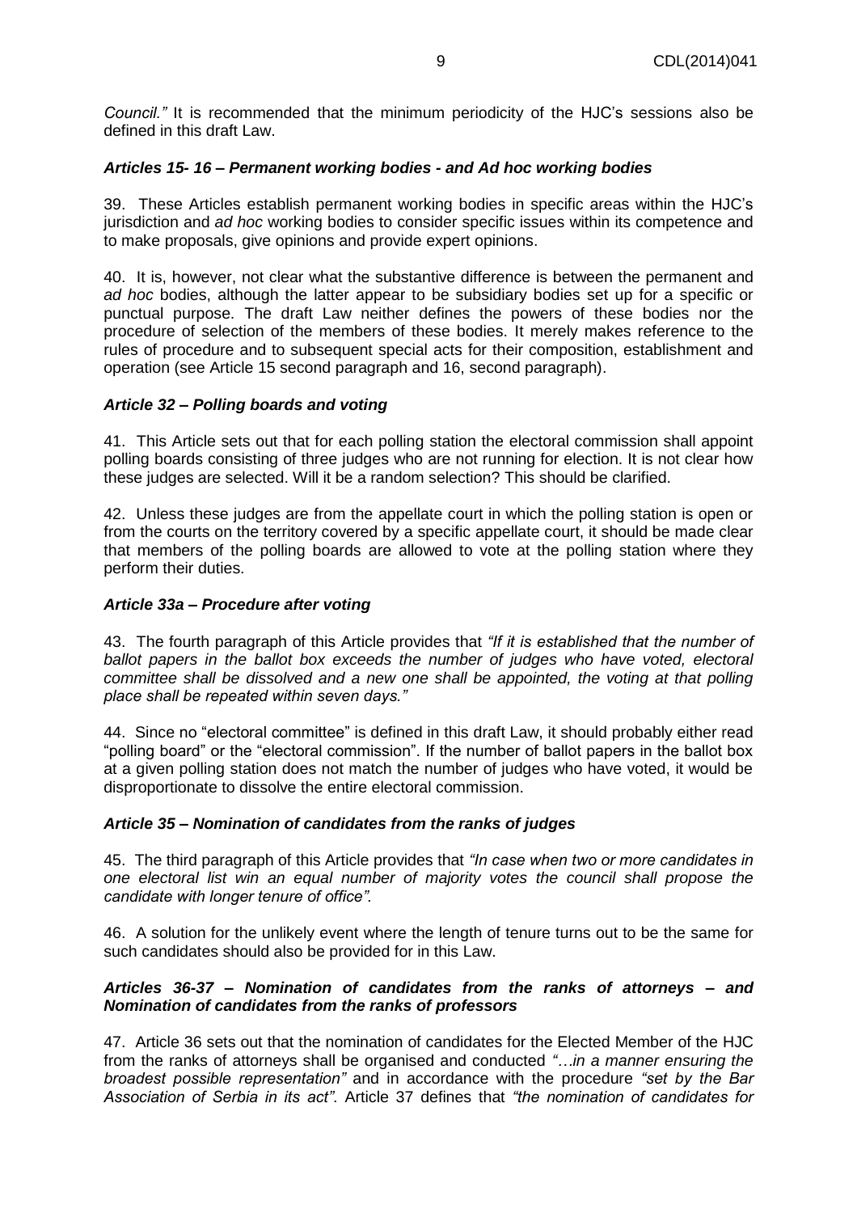*Council."* It is recommended that the minimum periodicity of the HJC's sessions also be defined in this draft Law.

### *Articles 15- 16 – Permanent working bodies - and Ad hoc working bodies*

39. These Articles establish permanent working bodies in specific areas within the HJC's jurisdiction and *ad hoc* working bodies to consider specific issues within its competence and to make proposals, give opinions and provide expert opinions.

40. It is, however, not clear what the substantive difference is between the permanent and *ad hoc* bodies, although the latter appear to be subsidiary bodies set up for a specific or punctual purpose. The draft Law neither defines the powers of these bodies nor the procedure of selection of the members of these bodies. It merely makes reference to the rules of procedure and to subsequent special acts for their composition, establishment and operation (see Article 15 second paragraph and 16, second paragraph).

### *Article 32 – Polling boards and voting*

41. This Article sets out that for each polling station the electoral commission shall appoint polling boards consisting of three judges who are not running for election. It is not clear how these judges are selected. Will it be a random selection? This should be clarified.

42. Unless these judges are from the appellate court in which the polling station is open or from the courts on the territory covered by a specific appellate court, it should be made clear that members of the polling boards are allowed to vote at the polling station where they perform their duties.

### *Article 33a – Procedure after voting*

43. The fourth paragraph of this Article provides that *"If it is established that the number of ballot papers in the ballot box exceeds the number of judges who have voted, electoral committee shall be dissolved and a new one shall be appointed, the voting at that polling place shall be repeated within seven days."*

44. Since no "electoral committee" is defined in this draft Law, it should probably either read "polling board" or the "electoral commission". If the number of ballot papers in the ballot box at a given polling station does not match the number of judges who have voted, it would be disproportionate to dissolve the entire electoral commission.

### *Article 35 – Nomination of candidates from the ranks of judges*

45. The third paragraph of this Article provides that *"In case when two or more candidates in one electoral list win an equal number of majority votes the council shall propose the candidate with longer tenure of office".*

46. A solution for the unlikely event where the length of tenure turns out to be the same for such candidates should also be provided for in this Law.

### *Articles 36-37 – Nomination of candidates from the ranks of attorneys – and Nomination of candidates from the ranks of professors*

47. Article 36 sets out that the nomination of candidates for the Elected Member of the HJC from the ranks of attorneys shall be organised and conducted *"…in a manner ensuring the broadest possible representation"* and in accordance with the procedure *"set by the Bar Association of Serbia in its act"*. Article 37 defines that *"the nomination of candidates for*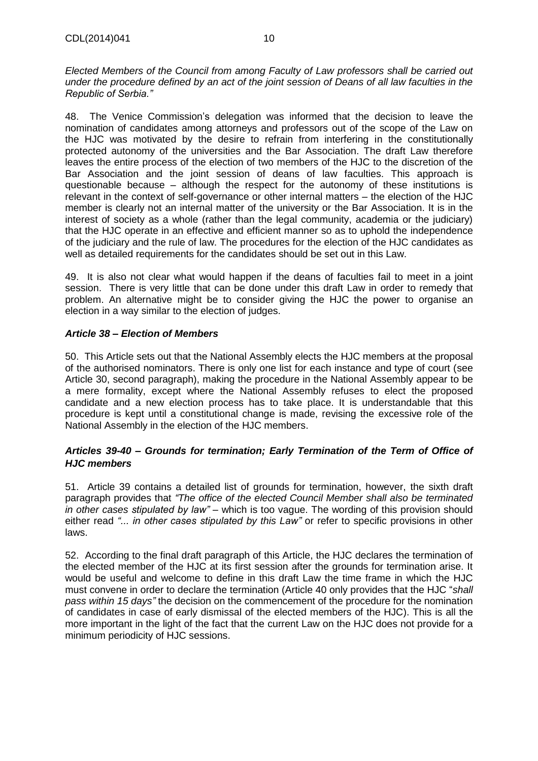*Elected Members of the Council from among Faculty of Law professors shall be carried out under the procedure defined by an act of the joint session of Deans of all law faculties in the Republic of Serbia."*

48. The Venice Commission's delegation was informed that the decision to leave the nomination of candidates among attorneys and professors out of the scope of the Law on the HJC was motivated by the desire to refrain from interfering in the constitutionally protected autonomy of the universities and the Bar Association. The draft Law therefore leaves the entire process of the election of two members of the HJC to the discretion of the Bar Association and the joint session of deans of law faculties. This approach is questionable because – although the respect for the autonomy of these institutions is relevant in the context of self-governance or other internal matters – the election of the HJC member is clearly not an internal matter of the university or the Bar Association. It is in the interest of society as a whole (rather than the legal community, academia or the judiciary) that the HJC operate in an effective and efficient manner so as to uphold the independence of the judiciary and the rule of law. The procedures for the election of the HJC candidates as well as detailed requirements for the candidates should be set out in this Law.

49. It is also not clear what would happen if the deans of faculties fail to meet in a joint session. There is very little that can be done under this draft Law in order to remedy that problem. An alternative might be to consider giving the HJC the power to organise an election in a way similar to the election of judges.

### *Article 38 – Election of Members*

50. This Article sets out that the National Assembly elects the HJC members at the proposal of the authorised nominators. There is only one list for each instance and type of court (see Article 30, second paragraph), making the procedure in the National Assembly appear to be a mere formality, except where the National Assembly refuses to elect the proposed candidate and a new election process has to take place. It is understandable that this procedure is kept until a constitutional change is made, revising the excessive role of the National Assembly in the election of the HJC members.

### *Articles 39-40 – Grounds for termination; Early Termination of the Term of Office of HJC members*

51. Article 39 contains a detailed list of grounds for termination, however, the sixth draft paragraph provides that *"The office of the elected Council Member shall also be terminated in other cases stipulated by law"* – which is too vague. The wording of this provision should either read *"... in other cases stipulated by this Law"* or refer to specific provisions in other laws.

52. According to the final draft paragraph of this Article, the HJC declares the termination of the elected member of the HJC at its first session after the grounds for termination arise. It would be useful and welcome to define in this draft Law the time frame in which the HJC must convene in order to declare the termination (Article 40 only provides that the HJC "*shall pass within 15 days"* the decision on the commencement of the procedure for the nomination of candidates in case of early dismissal of the elected members of the HJC). This is all the more important in the light of the fact that the current Law on the HJC does not provide for a minimum periodicity of HJC sessions.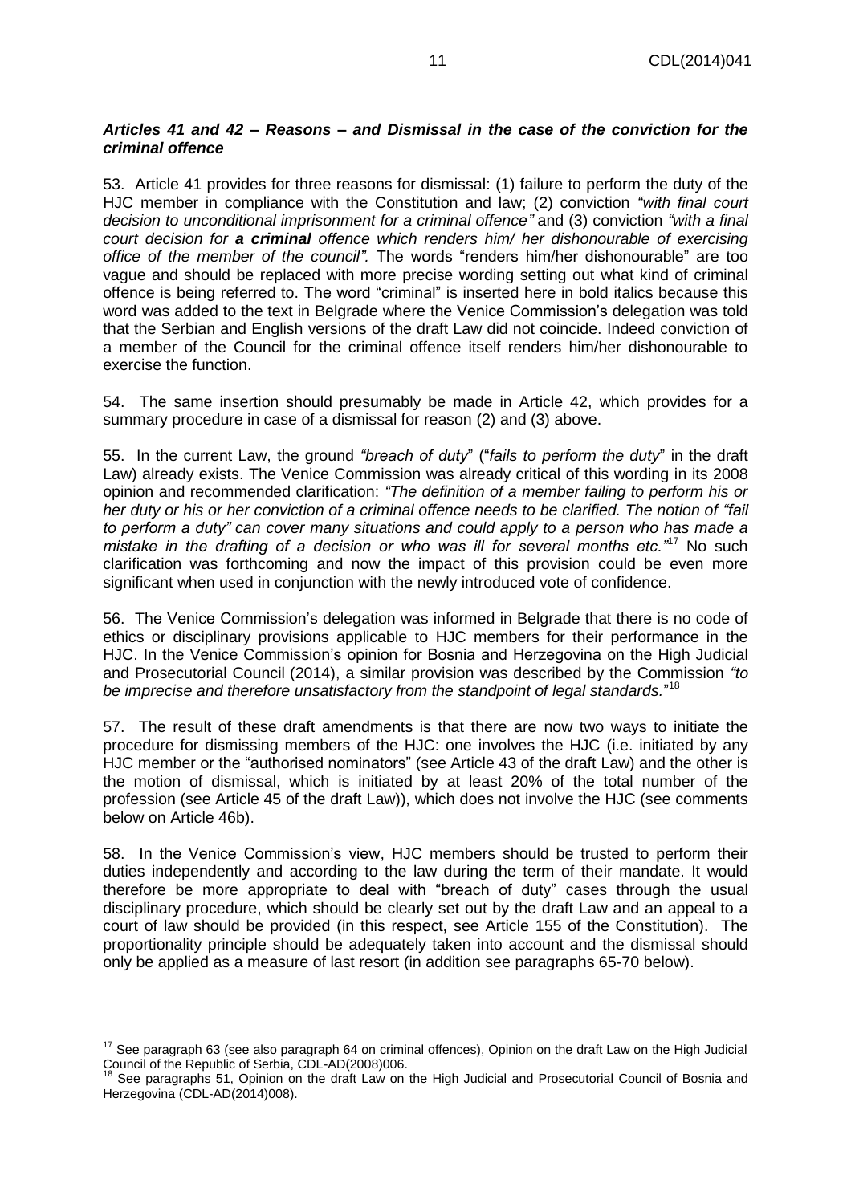### *Articles 41 and 42 – Reasons – and Dismissal in the case of the conviction for the criminal offence*

53. Article 41 provides for three reasons for dismissal: (1) failure to perform the duty of the HJC member in compliance with the Constitution and law; (2) conviction *"with final court decision to unconditional imprisonment for a criminal offence"* and (3) conviction *"with a final court decision for **a criminal** offence which renders him/ her dishonourable of exercising office of the member of the council".* The words "renders him/her dishonourable" are too vague and should be replaced with more precise wording setting out what kind of criminal offence is being referred to. The word "criminal" is inserted here in bold italics because this word was added to the text in Belgrade where the Venice Commission's delegation was told that the Serbian and English versions of the draft Law did not coincide. Indeed conviction of a member of the Council for the criminal offence itself renders him/her dishonourable to exercise the function.

54. The same insertion should presumably be made in Article 42, which provides for a summary procedure in case of a dismissal for reason (2) and (3) above.

55. In the current Law, the ground *"breach of duty"* ("*fails to perform the duty*" in the draft Law) already exists. The Venice Commission was already critical of this wording in its 2008 opinion and recommended clarification: *"The definition of a member failing to perform his or her duty or his or her conviction of a criminal offence needs to be clarified. The notion of "fail to perform a duty" can cover many situations and could apply to a person who has made a mistake in the drafting of a decision or who was ill for several months etc."*[17] No such clarification was forthcoming and now the impact of this provision could be even more significant when used in conjunction with the newly introduced vote of confidence.

56. The Venice Commission's delegation was informed in Belgrade that there is no code of ethics or disciplinary provisions applicable to HJC members for their performance in the HJC. In the Venice Commission's opinion for Bosnia and Herzegovina on the High Judicial and Prosecutorial Council (2014), a similar provision was described by the Commission *"to be imprecise and therefore unsatisfactory from the standpoint of legal standards.*"[18]

57. The result of these draft amendments is that there are now two ways to initiate the procedure for dismissing members of the HJC: one involves the HJC (i.e. initiated by any HJC member or the "authorised nominators" (see Article 43 of the draft Law) and the other is the motion of dismissal, which is initiated by at least 20% of the total number of the profession (see Article 45 of the draft Law)), which does not involve the HJC (see comments below on Article 46b).

58. In the Venice Commission's view, HJC members should be trusted to perform their duties independently and according to the law during the term of their mandate. It would therefore be more appropriate to deal with "breach of duty" cases through the usual disciplinary procedure, which should be clearly set out by the draft Law and an appeal to a court of law should be provided (in this respect, see Article 155 of the Constitution). The proportionality principle should be adequately taken into account and the dismissal should only be applied as a measure of last resort (in addition see paragraphs 65-70 below).

---

[17] See paragraph 63 (see also paragraph 64 on criminal offences), Opinion on the draft Law on the High Judicial Council of the Republic of Serbia, CDL-AD(2008)006.

[18] See paragraphs 51, Opinion on the draft Law on the High Judicial and Prosecutorial Council of Bosnia and Herzegovina (CDL-AD(2014)008).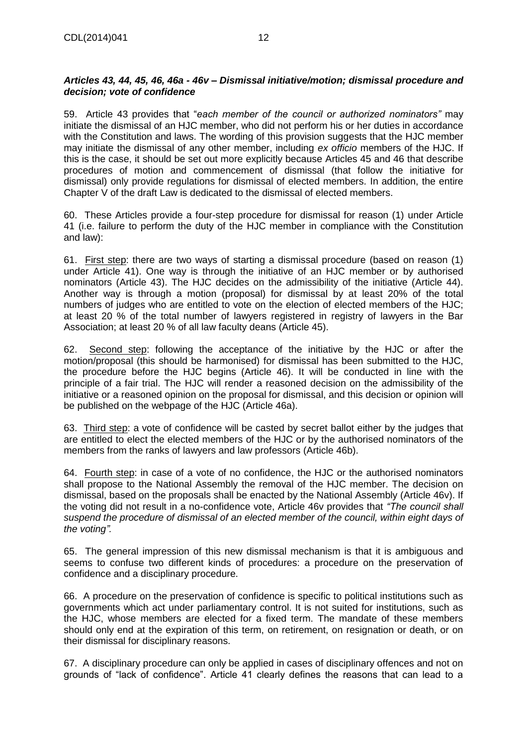### ***Articles 43, 44, 45, 46, 46a - 46v – Dismissal initiative/motion; dismissal procedure and decision; vote of confidence***

59. Article 43 provides that "*each member of the council or authorized nominators"* may initiate the dismissal of an HJC member, who did not perform his or her duties in accordance with the Constitution and laws. The wording of this provision suggests that the HJC member may initiate the dismissal of any other member, including *ex officio* members of the HJC. If this is the case, it should be set out more explicitly because Articles 45 and 46 that describe procedures of motion and commencement of dismissal (that follow the initiative for dismissal) only provide regulations for dismissal of elected members. In addition, the entire Chapter V of the draft Law is dedicated to the dismissal of elected members.

60. These Articles provide a four-step procedure for dismissal for reason (1) under Article 41 (i.e. failure to perform the duty of the HJC member in compliance with the Constitution and law):

61. First step: there are two ways of starting a dismissal procedure (based on reason (1) under Article 41). One way is through the initiative of an HJC member or by authorised nominators (Article 43). The HJC decides on the admissibility of the initiative (Article 44). Another way is through a motion (proposal) for dismissal by at least 20% of the total numbers of judges who are entitled to vote on the election of elected members of the HJC; at least 20 % of the total number of lawyers registered in registry of lawyers in the Bar Association; at least 20 % of all law faculty deans (Article 45).

62. Second step: following the acceptance of the initiative by the HJC or after the motion/proposal (this should be harmonised) for dismissal has been submitted to the HJC, the procedure before the HJC begins (Article 46). It will be conducted in line with the principle of a fair trial. The HJC will render a reasoned decision on the admissibility of the initiative or a reasoned opinion on the proposal for dismissal, and this decision or opinion will be published on the webpage of the HJC (Article 46a).

63. Third step: a vote of confidence will be casted by secret ballot either by the judges that are entitled to elect the elected members of the HJC or by the authorised nominators of the members from the ranks of lawyers and law professors (Article 46b).

64. Fourth step: in case of a vote of no confidence, the HJC or the authorised nominators shall propose to the National Assembly the removal of the HJC member. The decision on dismissal, based on the proposals shall be enacted by the National Assembly (Article 46v). If the voting did not result in a no-confidence vote, Article 46v provides that *"The council shall suspend the procedure of dismissal of an elected member of the council, within eight days of the voting".*

65. The general impression of this new dismissal mechanism is that it is ambiguous and seems to confuse two different kinds of procedures: a procedure on the preservation of confidence and a disciplinary procedure.

66. A procedure on the preservation of confidence is specific to political institutions such as governments which act under parliamentary control. It is not suited for institutions, such as the HJC, whose members are elected for a fixed term. The mandate of these members should only end at the expiration of this term, on retirement, on resignation or death, or on their dismissal for disciplinary reasons.

67. A disciplinary procedure can only be applied in cases of disciplinary offences and not on grounds of "lack of confidence". Article 41 clearly defines the reasons that can lead to a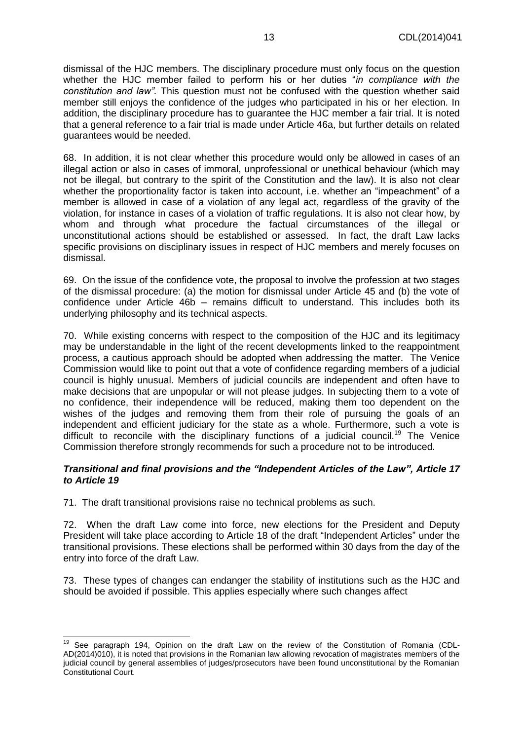dismissal of the HJC members. The disciplinary procedure must only focus on the question whether the HJC member failed to perform his or her duties "*in compliance with the constitution and law"*. This question must not be confused with the question whether said member still enjoys the confidence of the judges who participated in his or her election. In addition, the disciplinary procedure has to guarantee the HJC member a fair trial. It is noted that a general reference to a fair trial is made under Article 46a, but further details on related guarantees would be needed.

68. In addition, it is not clear whether this procedure would only be allowed in cases of an illegal action or also in cases of immoral, unprofessional or unethical behaviour (which may not be illegal, but contrary to the spirit of the Constitution and the law). It is also not clear whether the proportionality factor is taken into account, i.e. whether an "impeachment" of a member is allowed in case of a violation of any legal act, regardless of the gravity of the violation, for instance in cases of a violation of traffic regulations. It is also not clear how, by whom and through what procedure the factual circumstances of the illegal or unconstitutional actions should be established or assessed. In fact, the draft Law lacks specific provisions on disciplinary issues in respect of HJC members and merely focuses on dismissal.

69. On the issue of the confidence vote, the proposal to involve the profession at two stages of the dismissal procedure: (a) the motion for dismissal under Article 45 and (b) the vote of confidence under Article 46b – remains difficult to understand. This includes both its underlying philosophy and its technical aspects.

70. While existing concerns with respect to the composition of the HJC and its legitimacy may be understandable in the light of the recent developments linked to the reappointment process, a cautious approach should be adopted when addressing the matter. The Venice Commission would like to point out that a vote of confidence regarding members of a judicial council is highly unusual. Members of judicial councils are independent and often have to make decisions that are unpopular or will not please judges. In subjecting them to a vote of no confidence, their independence will be reduced, making them too dependent on the wishes of the judges and removing them from their role of pursuing the goals of an independent and efficient judiciary for the state as a whole. Furthermore, such a vote is difficult to reconcile with the disciplinary functions of a judicial council.[19] The Venice Commission therefore strongly recommends for such a procedure not to be introduced.

### *Transitional and final provisions and the "Independent Articles of the Law", Article 17 to Article 19*

71. The draft transitional provisions raise no technical problems as such.

72. When the draft Law come into force, new elections for the President and Deputy President will take place according to Article 18 of the draft "Independent Articles" under the transitional provisions. These elections shall be performed within 30 days from the day of the entry into force of the draft Law.

73. These types of changes can endanger the stability of institutions such as the HJC and should be avoided if possible. This applies especially where such changes affect

---

[19] See paragraph 194, Opinion on the draft Law on the review of the Constitution of Romania (CDL-AD(2014)010), it is noted that provisions in the Romanian law allowing revocation of magistrates members of the judicial council by general assemblies of judges/prosecutors have been found unconstitutional by the Romanian Constitutional Court.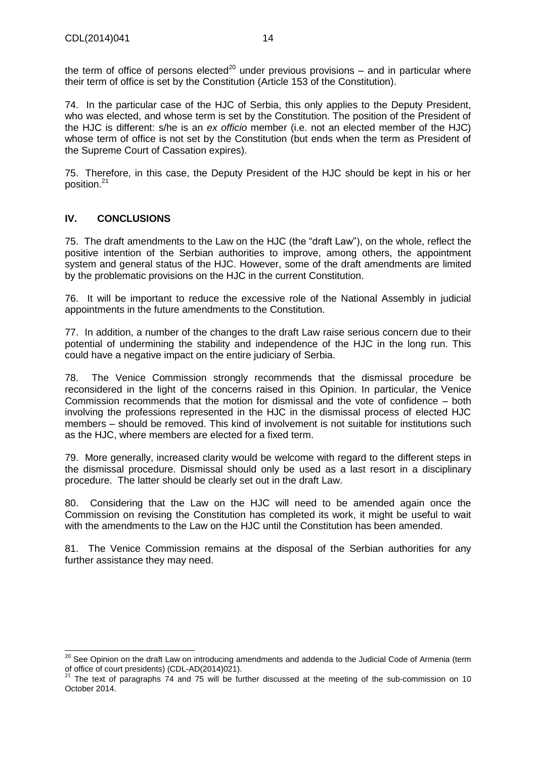the term of office of persons elected[20] under previous provisions – and in particular where their term of office is set by the Constitution (Article 153 of the Constitution).

74. In the particular case of the HJC of Serbia, this only applies to the Deputy President, who was elected, and whose term is set by the Constitution. The position of the President of the HJC is different: s/he is an *ex officio* member (i.e. not an elected member of the HJC) whose term of office is not set by the Constitution (but ends when the term as President of the Supreme Court of Cassation expires).

75. Therefore, in this case, the Deputy President of the HJC should be kept in his or her position.[21]

## IV. CONCLUSIONS

75. The draft amendments to the Law on the HJC (the "draft Law"), on the whole, reflect the positive intention of the Serbian authorities to improve, among others, the appointment system and general status of the HJC. However, some of the draft amendments are limited by the problematic provisions on the HJC in the current Constitution.

76. It will be important to reduce the excessive role of the National Assembly in judicial appointments in the future amendments to the Constitution.

77. In addition, a number of the changes to the draft Law raise serious concern due to their potential of undermining the stability and independence of the HJC in the long run. This could have a negative impact on the entire judiciary of Serbia.

78. The Venice Commission strongly recommends that the dismissal procedure be reconsidered in the light of the concerns raised in this Opinion. In particular, the Venice Commission recommends that the motion for dismissal and the vote of confidence – both involving the professions represented in the HJC in the dismissal process of elected HJC members – should be removed. This kind of involvement is not suitable for institutions such as the HJC, where members are elected for a fixed term.

79. More generally, increased clarity would be welcome with regard to the different steps in the dismissal procedure. Dismissal should only be used as a last resort in a disciplinary procedure. The latter should be clearly set out in the draft Law.

80. Considering that the Law on the HJC will need to be amended again once the Commission on revising the Constitution has completed its work, it might be useful to wait with the amendments to the Law on the HJC until the Constitution has been amended.

81. The Venice Commission remains at the disposal of the Serbian authorities for any further assistance they may need.

---

[20] See Opinion on the draft Law on introducing amendments and addenda to the Judicial Code of Armenia (term of office of court presidents) (CDL-AD(2014)021).

[21] The text of paragraphs 74 and 75 will be further discussed at the meeting of the sub-commission on 10 October 2014.